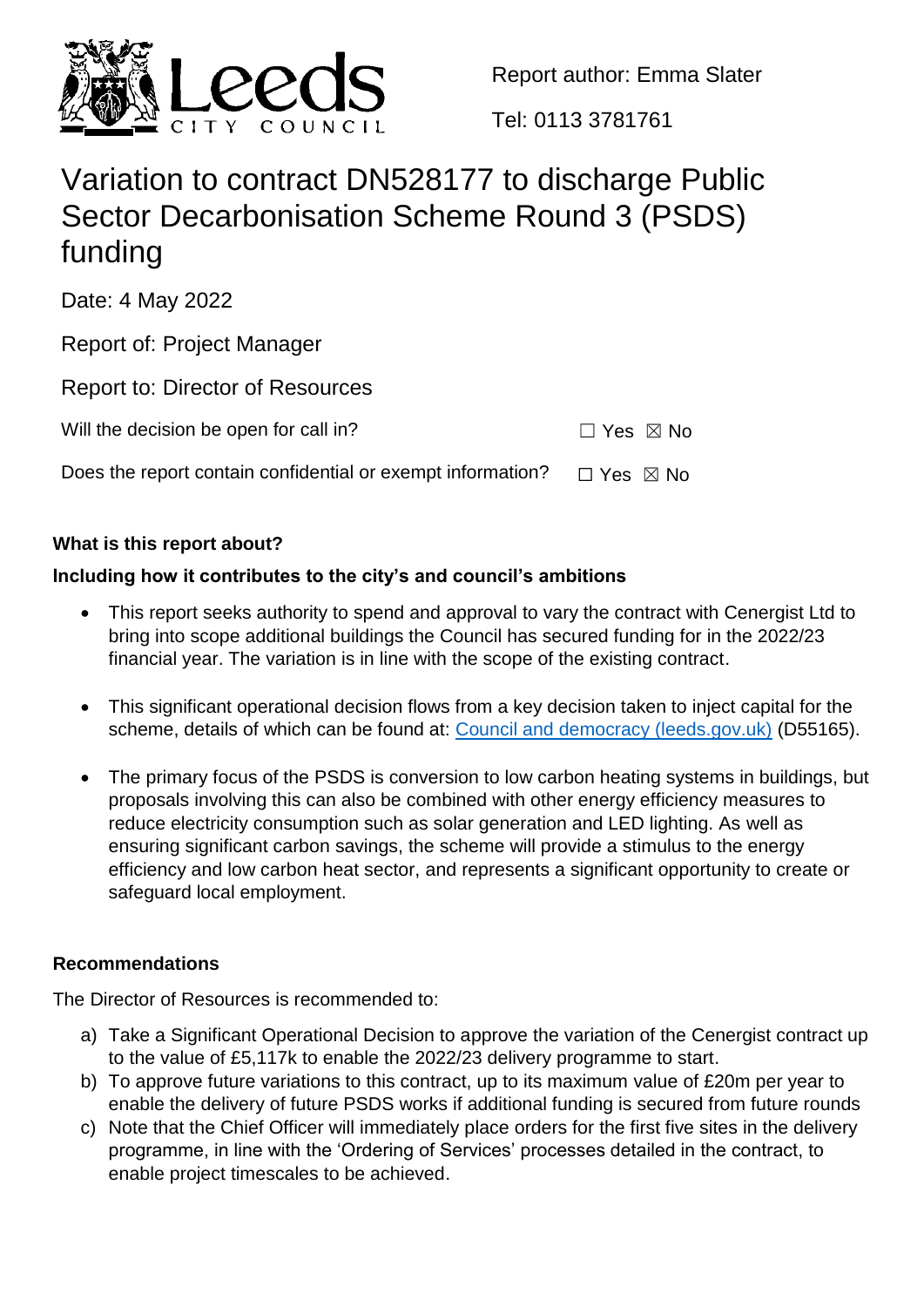Report author: Emma Slater

Tel: 0113 3781761

# Variation to contract DN528177 to discharge Public Sector Decarbonisation Scheme Round 3 (PSDS) funding

Date: 4 May 2022

Report of: Project Manager

Report to: Director of Resources

Will the decision be open for call in? ☐ Yes ☒ No

Does the report contain confidential or exempt information? ☐ Yes ☒ No

**What is this report about?**

**Including how it contributes to the city's and council's ambitions**

- This report seeks authority to spend and approval to vary the contract with Cenergist Ltd to bring into scope additional buildings the Council has secured funding for in the 2022/23 financial year. The variation is in line with the scope of the existing contract.
- This significant operational decision flows from a key decision taken to inject capital for the scheme, details of which can be found at: Council and democracy (leeds.gov.uk) (D55165).
- The primary focus of the PSDS is conversion to low carbon heating systems in buildings, but proposals involving this can also be combined with other energy efficiency measures to reduce electricity consumption such as solar generation and LED lighting. As well as ensuring significant carbon savings, the scheme will provide a stimulus to the energy efficiency and low carbon heat sector, and represents a significant opportunity to create or safeguard local employment.

**Recommendations**

The Director of Resources is recommended to:

a) Take a Significant Operational Decision to approve the variation of the Cenergist contract up to the value of £5,117k to enable the 2022/23 delivery programme to start.
b) To approve future variations to this contract, up to its maximum value of £20m per year to enable the delivery of future PSDS works if additional funding is secured from future rounds
c) Note that the Chief Officer will immediately place orders for the first five sites in the delivery programme, in line with the 'Ordering of Services' processes detailed in the contract, to enable project timescales to be achieved.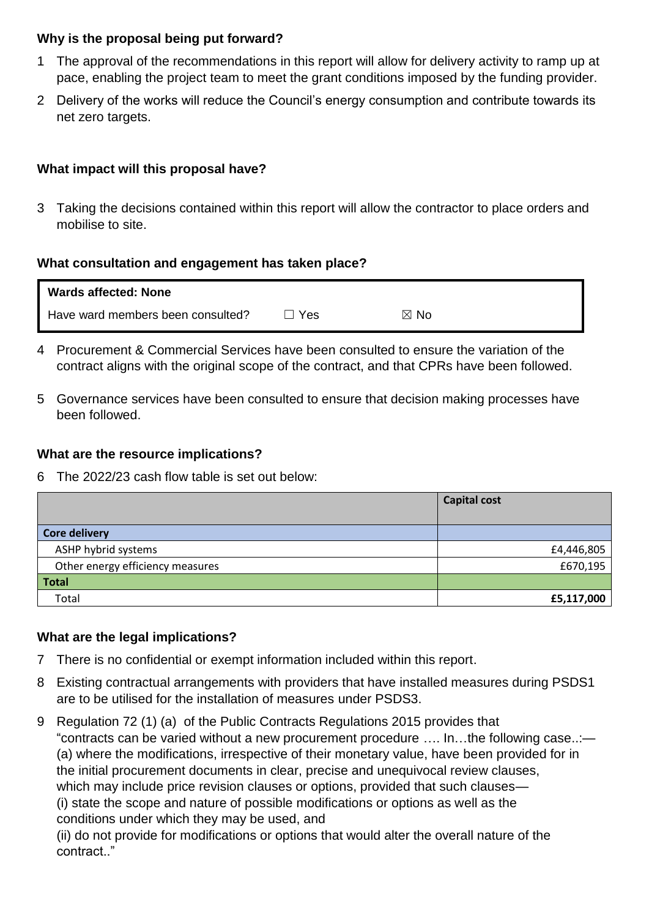### Why is the proposal being put forward?

1 The approval of the recommendations in this report will allow for delivery activity to ramp up at pace, enabling the project team to meet the grant conditions imposed by the funding provider.

2 Delivery of the works will reduce the Council's energy consumption and contribute towards its net zero targets.

### What impact will this proposal have?

3 Taking the decisions contained within this report will allow the contractor to place orders and mobilise to site.

### What consultation and engagement has taken place?

| **Wards affected: None** | | |
|---|---|---|
| Have ward members been consulted? | ☐ Yes | ☒ No |

4 Procurement & Commercial Services have been consulted to ensure the variation of the contract aligns with the original scope of the contract, and that CPRs have been followed.

5 Governance services have been consulted to ensure that decision making processes have been followed.

### What are the resource implications?

6 The 2022/23 cash flow table is set out below:

| | **Capital cost** |
|---|---|
| **Core delivery** | |
| ASHP hybrid systems | £4,446,805 |
| Other energy efficiency measures | £670,195 |
| **Total** | |
| Total | **£5,117,000** |

### What are the legal implications?

7 There is no confidential or exempt information included within this report.

8 Existing contractual arrangements with providers that have installed measures during PSDS1 are to be utilised for the installation of measures under PSDS3.

9 Regulation 72 (1) (a) of the Public Contracts Regulations 2015 provides that "contracts can be varied without a new procurement procedure …. In…the following case..:—
(a) where the modifications, irrespective of their monetary value, have been provided for in the initial procurement documents in clear, precise and unequivocal review clauses, which may include price revision clauses or options, provided that such clauses—
(i) state the scope and nature of possible modifications or options as well as the conditions under which they may be used, and
(ii) do not provide for modifications or options that would alter the overall nature of the contract.."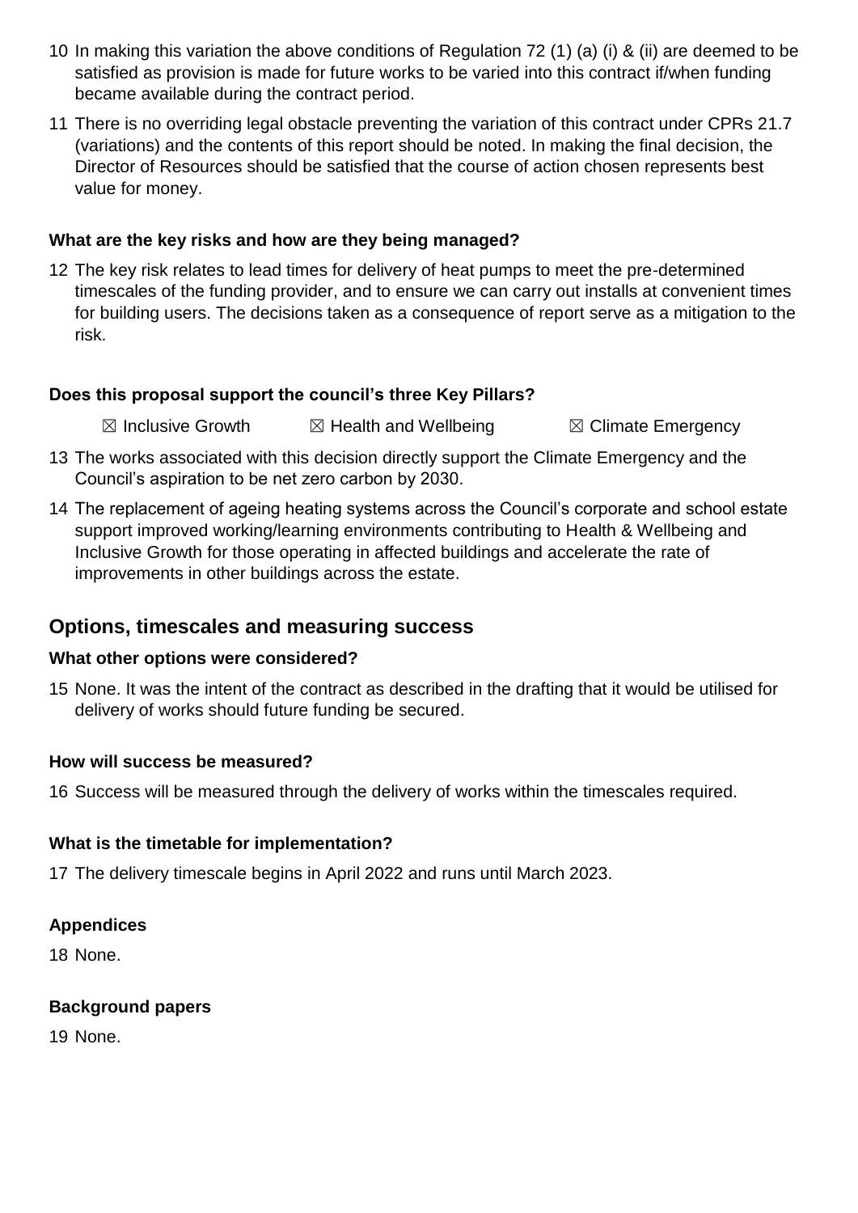10 In making this variation the above conditions of Regulation 72 (1) (a) (i) & (ii) are deemed to be satisfied as provision is made for future works to be varied into this contract if/when funding became available during the contract period.

11 There is no overriding legal obstacle preventing the variation of this contract under CPRs 21.7 (variations) and the contents of this report should be noted. In making the final decision, the Director of Resources should be satisfied that the course of action chosen represents best value for money.

### What are the key risks and how are they being managed?

12 The key risk relates to lead times for delivery of heat pumps to meet the pre-determined timescales of the funding provider, and to ensure we can carry out installs at convenient times for building users. The decisions taken as a consequence of report serve as a mitigation to the risk.

### Does this proposal support the council's three Key Pillars?

☒ Inclusive Growth ☒ Health and Wellbeing ☒ Climate Emergency

13 The works associated with this decision directly support the Climate Emergency and the Council's aspiration to be net zero carbon by 2030.

14 The replacement of ageing heating systems across the Council's corporate and school estate support improved working/learning environments contributing to Health & Wellbeing and Inclusive Growth for those operating in affected buildings and accelerate the rate of improvements in other buildings across the estate.

## Options, timescales and measuring success

### What other options were considered?

15 None. It was the intent of the contract as described in the drafting that it would be utilised for delivery of works should future funding be secured.

### How will success be measured?

16 Success will be measured through the delivery of works within the timescales required.

### What is the timetable for implementation?

17 The delivery timescale begins in April 2022 and runs until March 2023.

### Appendices

18 None.

### Background papers

19 None.